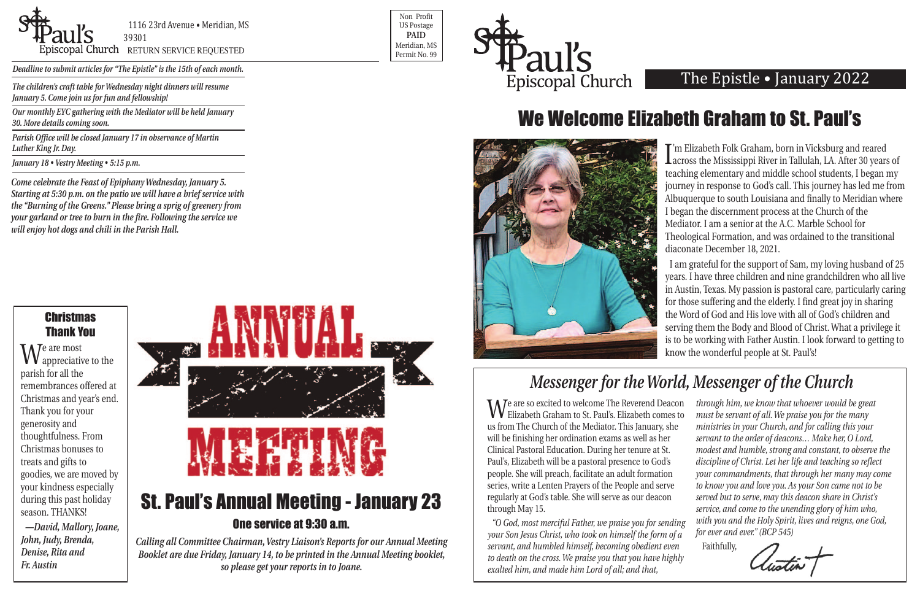St. Paul's Episcopal Church
1116 23rd Avenue • Meridian, MS 39301
RETURN SERVICE REQUESTED

Non Profit
US Postage
**PAID**
Meridian, MS
Permit No. 99

*Deadline to submit articles for "The Epistle" is the 15th of each month.*

*The children's craft table for Wednesday night dinners will resume January 5. Come join us for fun and fellowship!*

*Our monthly EYC gathering with the Mediator will be held January 30. More details coming soon.*

*Parish Office will be closed January 17 in observance of Martin Luther King Jr. Day.*

*January 18 • Vestry Meeting • 5:15 p.m.*

*Come celebrate the Feast of Epiphany Wednesday, January 5. Starting at 5:30 p.m. on the patio we will have a brief service with the "Burning of the Greens." Please bring a sprig of greenery from your garland or tree to burn in the fire. Following the service we will enjoy hot dogs and chili in the Parish Hall.*

## Christmas Thank You

We are most appreciative to the parish for all the remembrances offered at Christmas and year's end. Thank you for your generosity and thoughtfulness. From Christmas bonuses to treats and gifts to goodies, we are moved by your kindness especially during this past holiday season. THANKS!

*—David, Mallory, Joane, John, Judy, Brenda, Denise, Rita and Fr. Austin*

# ANNUAL MEETING

## St. Paul's Annual Meeting - January 23

### One service at 9:30 a.m.

*Calling all Committee Chairman, Vestry Liaison's Reports for our Annual Meeting Booklet are due Friday, January 14, to be printed in the Annual Meeting booklet, so please get your reports in to Joane.*

St. Paul's Episcopal Church

The Epistle • January 2022

# We Welcome Elizabeth Graham to St. Paul's

I'm Elizabeth Folk Graham, born in Vicksburg and reared across the Mississippi River in Tallulah, LA. After 30 years of teaching elementary and middle school students, I began my journey in response to God's call. This journey has led me from Albuquerque to south Louisiana and finally to Meridian where I began the discernment process at the Church of the Mediator. I am a senior at the A.C. Marble School for Theological Formation, and was ordained to the transitional diaconate December 18, 2021.

I am grateful for the support of Sam, my loving husband of 25 years. I have three children and nine grandchildren who all live in Austin, Texas. My passion is pastoral care, particularly caring for those suffering and the elderly. I find great joy in sharing the Word of God and His love with all of God's children and serving them the Body and Blood of Christ. What a privilege it is to be working with Father Austin. I look forward to getting to know the wonderful people at St. Paul's!

## *Messenger for the World, Messenger of the Church*

We are so excited to welcome The Reverend Deacon Elizabeth Graham to St. Paul's. Elizabeth comes to us from The Church of the Mediator. This January, she will be finishing her ordination exams as well as her Clinical Pastoral Education. During her tenure at St. Paul's, Elizabeth will be a pastoral presence to God's people. She will preach, facilitate an adult formation series, write a Lenten Prayers of the People and serve regularly at God's table. She will serve as our deacon through May 15.

*"O God, most merciful Father, we praise you for sending your Son Jesus Christ, who took on himself the form of a servant, and humbled himself, becoming obedient even to death on the cross. We praise you that you have highly exalted him, and made him Lord of all; and that, through him, we know that whoever would be great must be servant of all. We praise you for the many ministries in your Church, and for calling this your servant to the order of deacons… Make her, O Lord, modest and humble, strong and constant, to observe the discipline of Christ. Let her life and teaching so reflect your commandments, that through her many may come to know you and love you. As your Son came not to be served but to serve, may this deacon share in Christ's service, and come to the unending glory of him who, with you and the Holy Spirit, lives and reigns, one God, for ever and ever." (BCP 545)*

Faithfully,

Austin +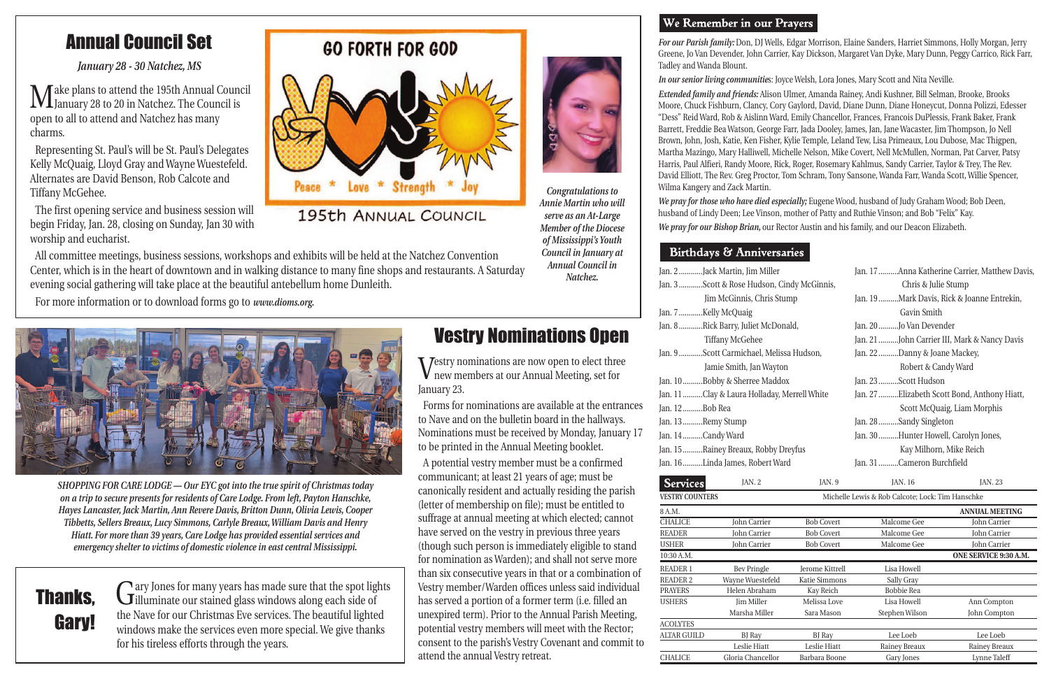# Annual Council Set

*January 28 - 30 Natchez, MS*

Make plans to attend the 195th Annual Council January 28 to 20 in Natchez. The Council is open to all to attend and Natchez has many charms.

Representing St. Paul's will be St. Paul's Delegates Kelly McQuaig, Lloyd Gray and Wayne Wuestefeld. Alternates are David Benson, Rob Calcote and Tiffany McGehee.

The first opening service and business session will begin Friday, Jan. 28, closing on Sunday, Jan 30 with worship and eucharist.

All committee meetings, business sessions, workshops and exhibits will be held at the Natchez Convention Center, which is in the heart of downtown and in walking distance to many fine shops and restaurants. A Saturday evening social gathering will take place at the beautiful antebellum home Dunleith.

For more information or to download forms go to *www.dioms.org.*

GO FORTH FOR GOD

Peace * Love * Strength * Joy

195th ANNUAL COUNCIL

*Congratulations to Annie Martin who will serve as an At-Large Member of the Diocese of Mississippi's Youth Council in January at Annual Council in Natchez.*

*SHOPPING FOR CARE LODGE — Our EYC got into the true spirit of Christmas today on a trip to secure presents for residents of Care Lodge. From left, Payton Hanschke, Hayes Lancaster, Jack Martin, Ann Revere Davis, Britton Dunn, Olivia Lewis, Cooper Tibbetts, Sellers Breaux, Lucy Simmons, Carlyle Breaux, William Davis and Henry Hiatt. For more than 39 years, Care Lodge has provided essential services and emergency shelter to victims of domestic violence in east central Mississippi.*

# Thanks, Gary!

Gary Jones for many years has made sure that the spot lights illuminate our stained glass windows along each side of the Nave for our Christmas Eve services. The beautiful lighted windows make the services even more special. We give thanks for his tireless efforts through the years.

# Vestry Nominations Open

Vestry nominations are now open to elect three new members at our Annual Meeting, set for January 23.

Forms for nominations are available at the entrances to Nave and on the bulletin board in the hallways. Nominations must be received by Monday, January 17 to be printed in the Annual Meeting booklet.

A potential vestry member must be a confirmed communicant; at least 21 years of age; must be canonically resident and actually residing the parish (letter of membership on file); must be entitled to suffrage at annual meeting at which elected; cannot have served on the vestry in previous three years (though such person is immediately eligible to stand for nomination as Warden); and shall not serve more than six consecutive years in that or a combination of Vestry member/Warden offices unless said individual has served a portion of a former term (i.e. filled an unexpired term). Prior to the Annual Parish Meeting, potential vestry members will meet with the Rector; consent to the parish's Vestry Covenant and commit to attend the annual Vestry retreat.

## We Remember in our Prayers

***For our Parish family:*** Don, DJ Wells, Edgar Morrison, Elaine Sanders, Harriet Simmons, Holly Morgan, Jerry Greene, Jo Van Devender, John Carrier, Kay Dickson, Margaret Van Dyke, Mary Dunn, Peggy Carrico, Rick Farr, Tadley and Wanda Blount.

***In our senior living communities***: Joyce Welsh, Lora Jones, Mary Scott and Nita Neville.

***Extended family and friends:*** Alison Ulmer, Amanda Rainey, Andi Kushner, Bill Selman, Brooke, Brooks Moore, Chuck Fishburn, Clancy, Cory Gaylord, David, Diane Dunn, Diane Honeycut, Donna Polizzi, Edesser "Dess" Reid Ward, Rob & Aislinn Ward, Emily Chancellor, Frances, Francois DuPlessis, Frank Baker, Frank Barrett, Freddie Bea Watson, George Farr, Jada Dooley, James, Jan, Jane Wacaster, Jim Thompson, Jo Nell Brown, John, Josh, Katie, Ken Fisher, Kylie Temple, Leland Tew, Lisa Primeaux, Lou Dubose, Mac Thigpen, Martha Mazingo, Mary Halliwell, Michelle Nelson, Mike Covert, Nell McMullen, Norman, Pat Carver, Patsy Harris, Paul Alfieri, Randy Moore, Rick, Roger, Rosemary Kahlmus, Sandy Carrier, Taylor & Trey, The Rev. David Elliott, The Rev. Greg Proctor, Tom Schram, Tony Sansone, Wanda Farr, Wanda Scott, Willie Spencer, Wilma Kangery and Zack Martin.

***We pray for those who have died especially;*** Eugene Wood, husband of Judy Graham Wood; Bob Deen, husband of Lindy Deen; Lee Vinson, mother of Patty and Ruthie Vinson; and Bob "Felix" Kay.

***We pray for our Bishop Brian,*** our Rector Austin and his family, and our Deacon Elizabeth.

## Birthdays & Anniversaries

Jan. 2 ............Jack Martin, Jim Miller
Jan. 3 ............Scott & Rose Hudson, Cindy McGinnis, Jim McGinnis, Chris Stump
Jan. 7 ............Kelly McQuaig
Jan. 8 ............Rick Barry, Juliet McDonald, Tiffany McGehee
Jan. 9 ............Scott Carmichael, Melissa Hudson, Jamie Smith, Jan Wayton
Jan. 10 ..........Bobby & Sherree Maddox
Jan. 11 ..........Clay & Laura Holladay, Merrell White
Jan. 12 ..........Bob Rea
Jan. 13 ..........Remy Stump
Jan. 14 ..........Candy Ward
Jan. 15 ..........Rainey Breaux, Robby Dreyfus
Jan. 16 ..........Linda James, Robert Ward
Jan. 17 ..........Anna Katherine Carrier, Matthew Davis, Chris & Julie Stump
Jan. 19 ..........Mark Davis, Rick & Joanne Entrekin, Gavin Smith
Jan. 20 ..........Jo Van Devender
Jan. 21 ..........John Carrier III, Mark & Nancy Davis
Jan. 22 ..........Danny & Joane Mackey, Robert & Candy Ward
Jan. 23 ..........Scott Hudson
Jan. 27 ..........Elizabeth Scott Bond, Anthony Hiatt, Scott McQuaig, Liam Morphis
Jan. 28 ..........Sandy Singleton
Jan. 30 ..........Hunter Howell, Carolyn Jones, Kay Milhorn, Mike Reich
Jan. 31 ..........Cameron Burchfield

## Services

| Services | JAN. 2 | JAN. 9 | JAN. 16 | JAN. 23 |
|---|---|---|---|---|
| VESTRY COUNTERS | Michelle Lewis & Rob Calcote; Lock: Tim Hanschke | | | |
| 8 A.M. | | | | ANNUAL MEETING |
| CHALICE | John Carrier | Bob Covert | Malcome Gee | John Carrier |
| READER | John Carrier | Bob Covert | Malcome Gee | John Carrier |
| USHER | John Carrier | Bob Covert | Malcome Gee | John Carrier |
| 10:30 A.M. | | | | ONE SERVICE 9:30 A.M. |
| READER 1 | Bev Pringle | Jerome Kittrell | Lisa Howell | |
| READER 2 | Wayne Wuestefeld | Katie Simmons | Sally Gray | |
| PRAYERS | Helen Abraham | Kay Reich | Bobbie Rea | |
| USHERS | Jim Miller | Melissa Love | Lisa Howell | Ann Compton |
| | Marsha Miller | Sara Mason | Stephen Wilson | John Compton |
| ACOLYTES | | | | |
| ALTAR GUILD | BJ Ray | BJ Ray | Lee Loeb | Lee Loeb |
| | Leslie Hiatt | Leslie Hiatt | Rainey Breaux | Rainey Breaux |
| CHALICE | Gloria Chancellor | Barbara Boone | Gary Jones | Lynne Taleff |